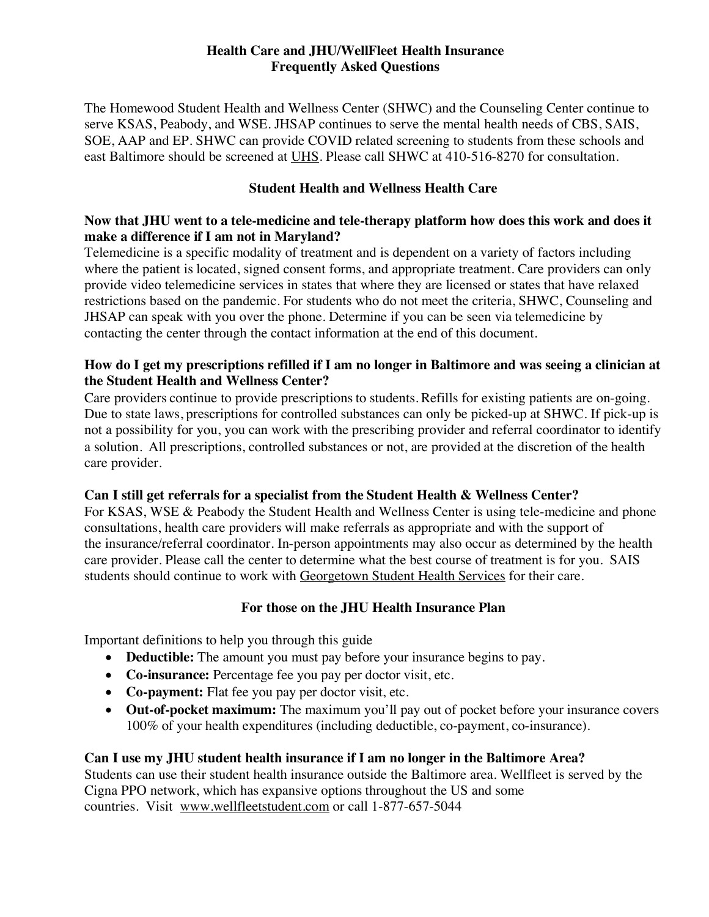# Health Care and JHU/WellFleet Health Insurance
# Frequently Asked Questions

The Homewood Student Health and Wellness Center (SHWC) and the Counseling Center continue to serve KSAS, Peabody, and WSE. JHSAP continues to serve the mental health needs of CBS, SAIS, SOE, AAP and EP. SHWC can provide COVID related screening to students from these schools and east Baltimore should be screened at UHS. Please call SHWC at 410-516-8270 for consultation.

## Student Health and Wellness Health Care

**Now that JHU went to a tele-medicine and tele-therapy platform how does this work and does it make a difference if I am not in Maryland?**

Telemedicine is a specific modality of treatment and is dependent on a variety of factors including where the patient is located, signed consent forms, and appropriate treatment. Care providers can only provide video telemedicine services in states that where they are licensed or states that have relaxed restrictions based on the pandemic. For students who do not meet the criteria, SHWC, Counseling and JHSAP can speak with you over the phone. Determine if you can be seen via telemedicine by contacting the center through the contact information at the end of this document.

**How do I get my prescriptions refilled if I am no longer in Baltimore and was seeing a clinician at the Student Health and Wellness Center?**

Care providers continue to provide prescriptions to students. Refills for existing patients are on-going. Due to state laws, prescriptions for controlled substances can only be picked-up at SHWC. If pick-up is not a possibility for you, you can work with the prescribing provider and referral coordinator to identify a solution. All prescriptions, controlled substances or not, are provided at the discretion of the health care provider.

**Can I still get referrals for a specialist from the Student Health & Wellness Center?**

For KSAS, WSE & Peabody the Student Health and Wellness Center is using tele-medicine and phone consultations, health care providers will make referrals as appropriate and with the support of the insurance/referral coordinator. In-person appointments may also occur as determined by the health care provider. Please call the center to determine what the best course of treatment is for you. SAIS students should continue to work with Georgetown Student Health Services for their care.

## For those on the JHU Health Insurance Plan

Important definitions to help you through this guide

- **Deductible:** The amount you must pay before your insurance begins to pay.
- **Co-insurance:** Percentage fee you pay per doctor visit, etc.
- **Co-payment:** Flat fee you pay per doctor visit, etc.
- **Out-of-pocket maximum:** The maximum you'll pay out of pocket before your insurance covers 100% of your health expenditures (including deductible, co-payment, co-insurance).

**Can I use my JHU student health insurance if I am no longer in the Baltimore Area?**

Students can use their student health insurance outside the Baltimore area. Wellfleet is served by the Cigna PPO network, which has expansive options throughout the US and some countries. Visit www.wellfleetstudent.com or call 1-877-657-5044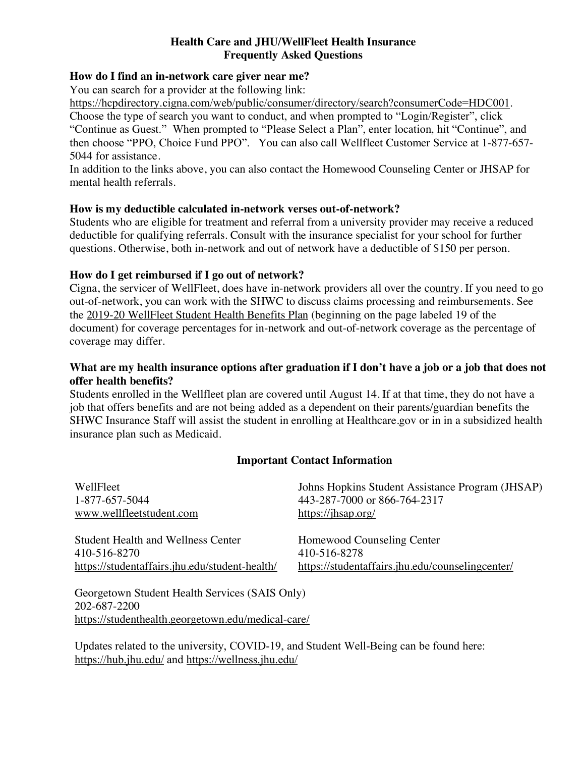# Health Care and JHU/WellFleet Health Insurance Frequently Asked Questions

### How do I find an in-network care giver near me?

You can search for a provider at the following link: https://hcpdirectory.cigna.com/web/public/consumer/directory/search?consumerCode=HDC001. Choose the type of search you want to conduct, and when prompted to "Login/Register", click "Continue as Guest." When prompted to "Please Select a Plan", enter location, hit "Continue", and then choose "PPO, Choice Fund PPO". You can also call Wellfleet Customer Service at 1-877-657-5044 for assistance.

In addition to the links above, you can also contact the Homewood Counseling Center or JHSAP for mental health referrals.

### How is my deductible calculated in-network verses out-of-network?

Students who are eligible for treatment and referral from a university provider may receive a reduced deductible for qualifying referrals. Consult with the insurance specialist for your school for further questions. Otherwise, both in-network and out of network have a deductible of $150 per person.

### How do I get reimbursed if I go out of network?

Cigna, the servicer of WellFleet, does have in-network providers all over the country. If you need to go out-of-network, you can work with the SHWC to discuss claims processing and reimbursements. See the 2019-20 WellFleet Student Health Benefits Plan (beginning on the page labeled 19 of the document) for coverage percentages for in-network and out-of-network coverage as the percentage of coverage may differ.

### What are my health insurance options after graduation if I don't have a job or a job that does not offer health benefits?

Students enrolled in the Wellfleet plan are covered until August 14. If at that time, they do not have a job that offers benefits and are not being added as a dependent on their parents/guardian benefits the SHWC Insurance Staff will assist the student in enrolling at Healthcare.gov or in in a subsidized health insurance plan such as Medicaid.

## Important Contact Information

WellFleet
1-877-657-5044
www.wellfleetstudent.com

Johns Hopkins Student Assistance Program (JHSAP)
443-287-7000 or 866-764-2317
https://jhsap.org/

Student Health and Wellness Center
410-516-8270
https://studentaffairs.jhu.edu/student-health/

Homewood Counseling Center
410-516-8278
https://studentaffairs.jhu.edu/counselingcenter/

Georgetown Student Health Services (SAIS Only)
202-687-2200
https://studenthealth.georgetown.edu/medical-care/

Updates related to the university, COVID-19, and Student Well-Being can be found here: https://hub.jhu.edu/ and https://wellness.jhu.edu/